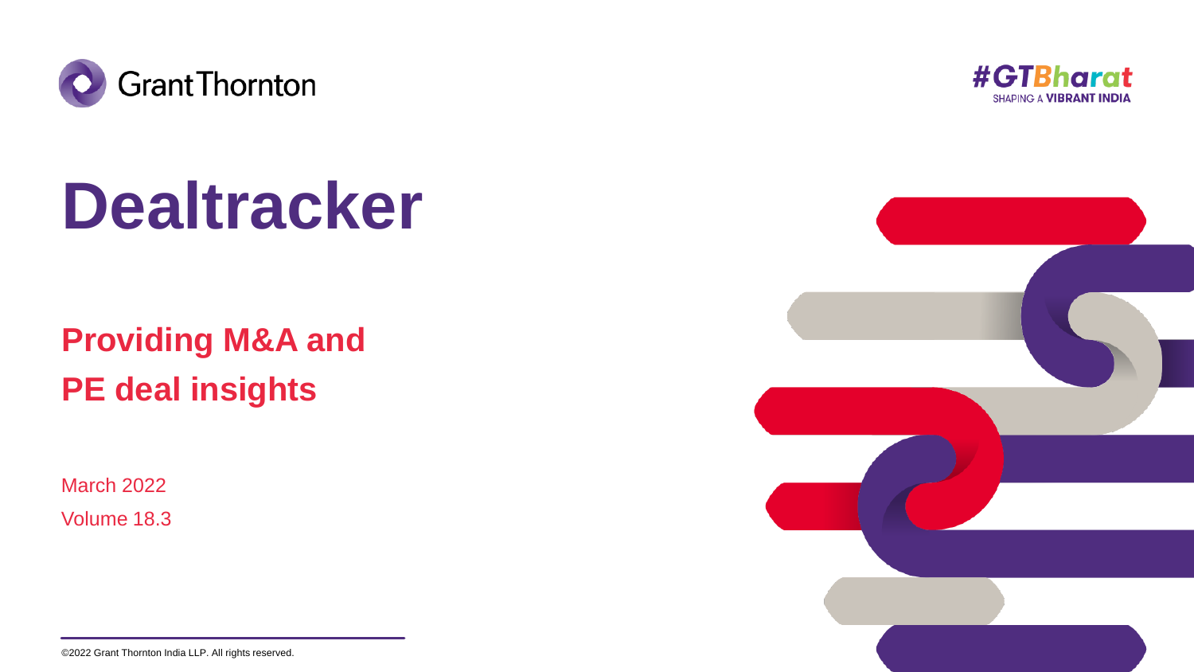Grant Thornton

#GTBharat
SHAPING A VIBRANT INDIA

# Dealtracker

## Providing M&A and PE deal insights

March 2022

Volume 18.3

©2022 Grant Thornton India LLP. All rights reserved.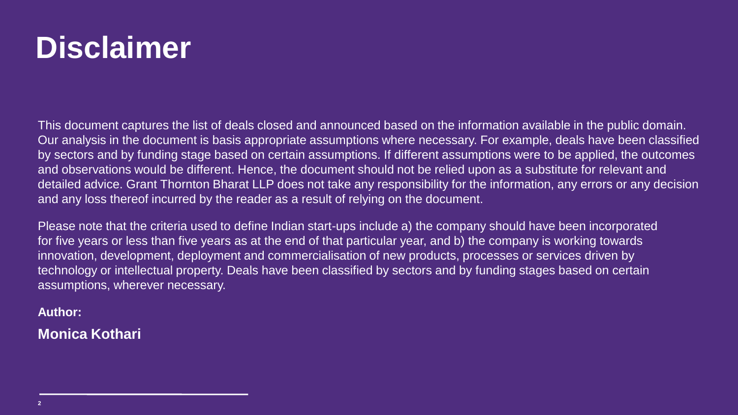# Disclaimer

This document captures the list of deals closed and announced based on the information available in the public domain. Our analysis in the document is basis appropriate assumptions where necessary. For example, deals have been classified by sectors and by funding stage based on certain assumptions. If different assumptions were to be applied, the outcomes and observations would be different. Hence, the document should not be relied upon as a substitute for relevant and detailed advice. Grant Thornton Bharat LLP does not take any responsibility for the information, any errors or any decision and any loss thereof incurred by the reader as a result of relying on the document.

Please note that the criteria used to define Indian start-ups include a) the company should have been incorporated for five years or less than five years as at the end of that particular year, and b) the company is working towards innovation, development, deployment and commercialisation of new products, processes or services driven by technology or intellectual property. Deals have been classified by sectors and by funding stages based on certain assumptions, wherever necessary.

**Author:**

**Monica Kothari**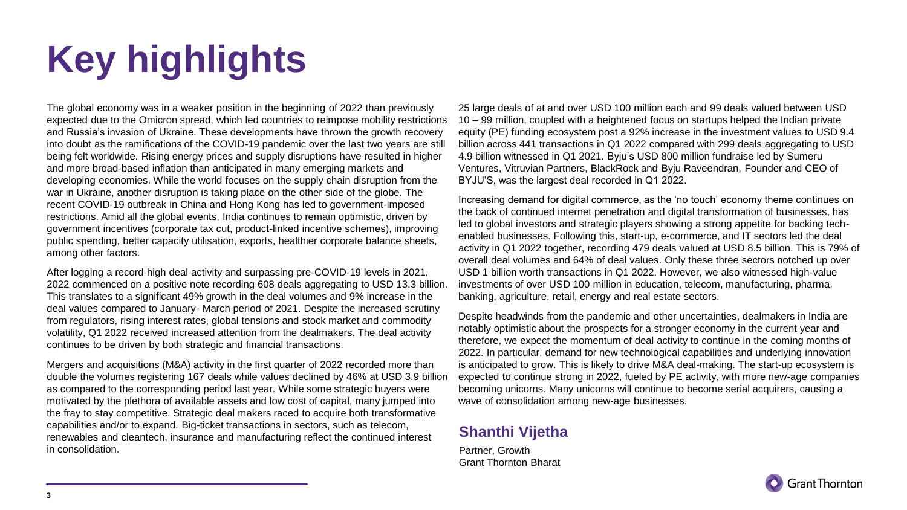# Key highlights

The global economy was in a weaker position in the beginning of 2022 than previously expected due to the Omicron spread, which led countries to reimpose mobility restrictions and Russia's invasion of Ukraine. These developments have thrown the growth recovery into doubt as the ramifications of the COVID-19 pandemic over the last two years are still being felt worldwide. Rising energy prices and supply disruptions have resulted in higher and more broad-based inflation than anticipated in many emerging markets and developing economies. While the world focuses on the supply chain disruption from the war in Ukraine, another disruption is taking place on the other side of the globe. The recent COVID-19 outbreak in China and Hong Kong has led to government-imposed restrictions. Amid all the global events, India continues to remain optimistic, driven by government incentives (corporate tax cut, product-linked incentive schemes), improving public spending, better capacity utilisation, exports, healthier corporate balance sheets, among other factors.

After logging a record-high deal activity and surpassing pre-COVID-19 levels in 2021, 2022 commenced on a positive note recording 608 deals aggregating to USD 13.3 billion. This translates to a significant 49% growth in the deal volumes and 9% increase in the deal values compared to January- March period of 2021. Despite the increased scrutiny from regulators, rising interest rates, global tensions and stock market and commodity volatility, Q1 2022 received increased attention from the dealmakers. The deal activity continues to be driven by both strategic and financial transactions.

Mergers and acquisitions (M&A) activity in the first quarter of 2022 recorded more than double the volumes registering 167 deals while values declined by 46% at USD 3.9 billion as compared to the corresponding period last year. While some strategic buyers were motivated by the plethora of available assets and low cost of capital, many jumped into the fray to stay competitive. Strategic deal makers raced to acquire both transformative capabilities and/or to expand. Big-ticket transactions in sectors, such as telecom, renewables and cleantech, insurance and manufacturing reflect the continued interest in consolidation.

25 large deals of at and over USD 100 million each and 99 deals valued between USD 10 – 99 million, coupled with a heightened focus on startups helped the Indian private equity (PE) funding ecosystem post a 92% increase in the investment values to USD 9.4 billion across 441 transactions in Q1 2022 compared with 299 deals aggregating to USD 4.9 billion witnessed in Q1 2021. Byju's USD 800 million fundraise led by Sumeru Ventures, Vitruvian Partners, BlackRock and Byju Raveendran, Founder and CEO of BYJU'S, was the largest deal recorded in Q1 2022.

Increasing demand for digital commerce, as the 'no touch' economy theme continues on the back of continued internet penetration and digital transformation of businesses, has led to global investors and strategic players showing a strong appetite for backing tech-enabled businesses. Following this, start-up, e-commerce, and IT sectors led the deal activity in Q1 2022 together, recording 479 deals valued at USD 8.5 billion. This is 79% of overall deal volumes and 64% of deal values. Only these three sectors notched up over USD 1 billion worth transactions in Q1 2022. However, we also witnessed high-value investments of over USD 100 million in education, telecom, manufacturing, pharma, banking, agriculture, retail, energy and real estate sectors.

Despite headwinds from the pandemic and other uncertainties, dealmakers in India are notably optimistic about the prospects for a stronger economy in the current year and therefore, we expect the momentum of deal activity to continue in the coming months of 2022. In particular, demand for new technological capabilities and underlying innovation is anticipated to grow. This is likely to drive M&A deal-making. The start-up ecosystem is expected to continue strong in 2022, fueled by PE activity, with more new-age companies becoming unicorns. Many unicorns will continue to become serial acquirers, causing a wave of consolidation among new-age businesses.

## Shanthi Vijetha

Partner, Growth
Grant Thornton Bharat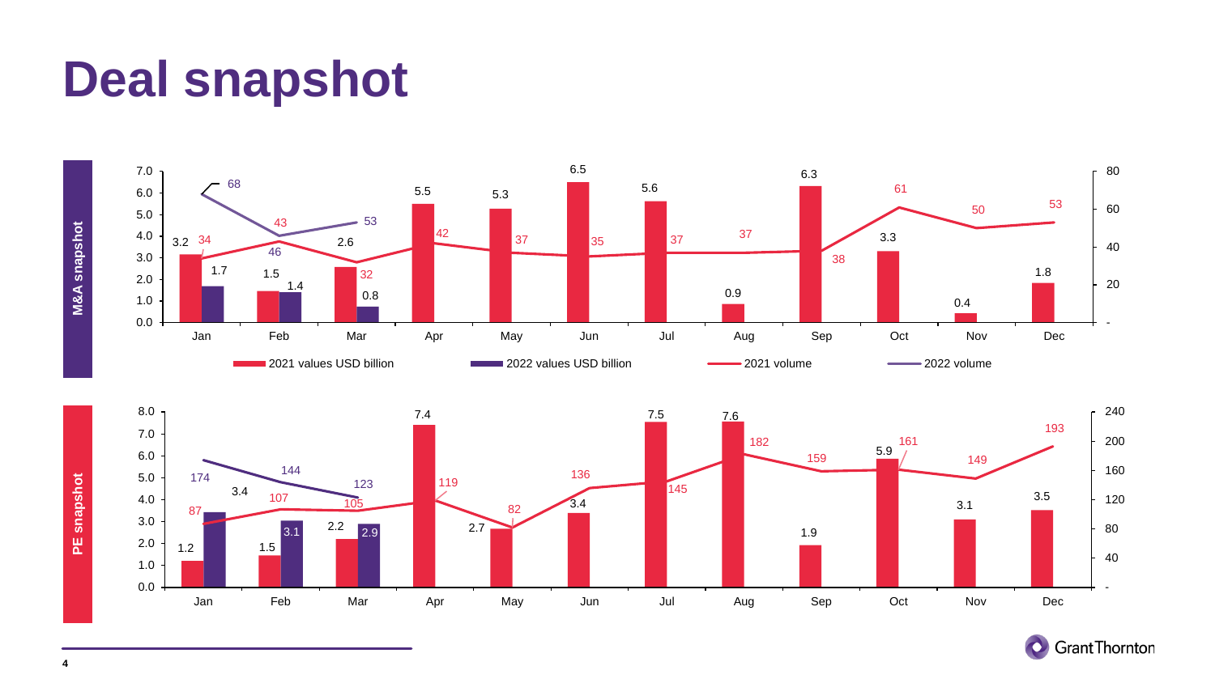# Deal snapshot

## M&A snapshot

| Month | 2021 values USD billion | 2022 values USD billion | 2021 volume | 2022 volume |
| --- | --- | --- | --- | --- |
| Jan | 3.2 | 1.7 | 34 | 68 |
| Feb | 1.5 | 1.4 | 46 | 43 |
| Mar | 2.6 | 0.8 | 32 | 53 |
| Apr | 5.5 | | 42 | |
| May | 5.3 | | 37 | |
| Jun | 6.5 | | 35 | |
| Jul | 5.6 | | 37 | |
| Aug | 0.9 | | 37 | |
| Sep | 6.3 | | 38 | |
| Oct | 3.3 | | 61 | |
| Nov | 0.4 | | 50 | |
| Dec | 1.8 | | 53 | |

## PE snapshot

| Month | 2021 values USD billion | 2022 values USD billion | 2021 volume | 2022 volume |
| --- | --- | --- | --- | --- |
| Jan | 1.2 | 3.4 | 87 | 174 |
| Feb | 1.5 | 3.1 | 107 | 144 |
| Mar | 2.2 | 2.9 | 105 | 123 |
| Apr | 7.4 | | 119 | |
| May | 2.7 | | 82 | |
| Jun | 3.4 | | 136 | |
| Jul | 7.5 | | 145 | |
| Aug | 7.6 | | 182 | |
| Sep | 1.9 | | 159 | |
| Oct | 5.9 | | 161 | |
| Nov | 3.1 | | 149 | |
| Dec | 3.5 | | 193 | |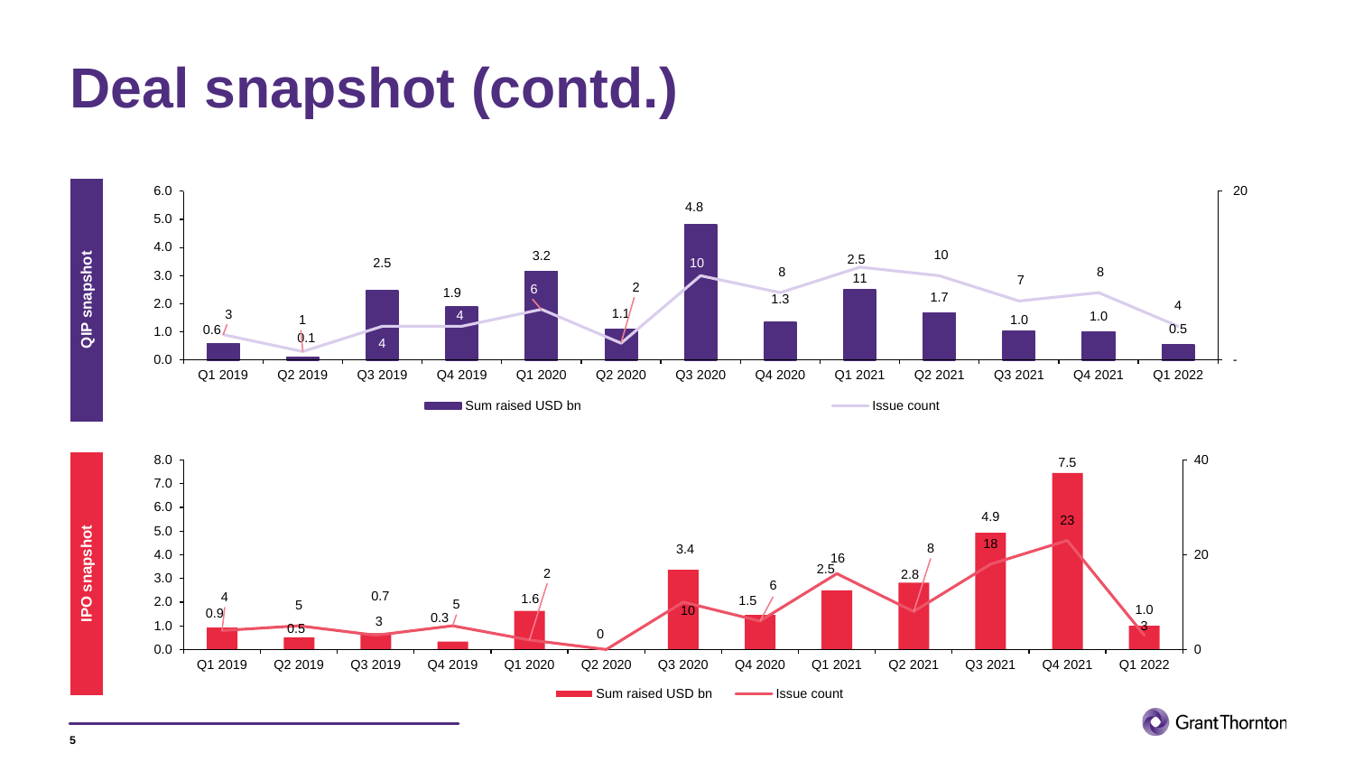# Deal snapshot (contd.)

## QIP snapshot

| Quarter | Sum raised USD bn | Issue count |
|---|---|---|
| Q1 2019 | 0.6 | 3 |
| Q2 2019 | 0.1 | 1 |
| Q3 2019 | 2.5 | 4 |
| Q4 2019 | 1.9 | 4 |
| Q1 2020 | 3.2 | 6 |
| Q2 2020 | 1.1 | 2 |
| Q3 2020 | 4.8 | 10 |
| Q4 2020 | 1.3 | 8 |
| Q1 2021 | 2.5 | 11 |
| Q2 2021 | 1.7 | 10 |
| Q3 2021 | 1.0 | 7 |
| Q4 2021 | 1.0 | 8 |
| Q1 2022 | 0.5 | 4 |

## IPO snapshot

| Quarter | Sum raised USD bn | Issue count |
|---|---|---|
| Q1 2019 | 0.9 | 4 |
| Q2 2019 | 0.5 | 5 |
| Q3 2019 | 0.7 | 3 |
| Q4 2019 | 0.3 | 5 |
| Q1 2020 | 1.6 | 2 |
| Q2 2020 | | 0 |
| Q3 2020 | 3.4 | 10 |
| Q4 2020 | 1.5 | 6 |
| Q1 2021 | 2.5 | 16 |
| Q2 2021 | 2.8 | 8 |
| Q3 2021 | 4.9 | 18 |
| Q4 2021 | 7.5 | 23 |
| Q1 2022 | 1.0 | 3 |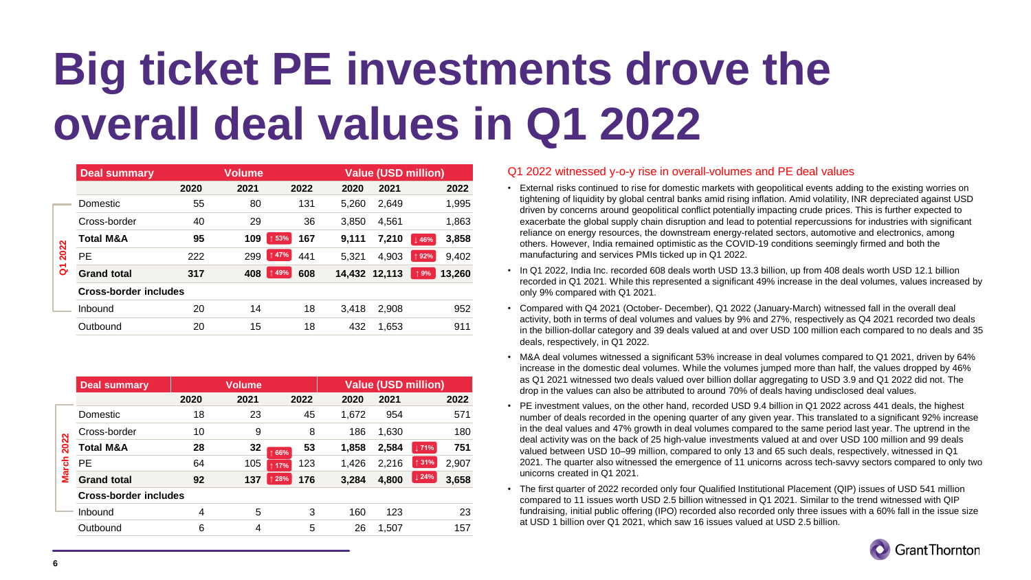# Big ticket PE investments drove the overall deal values in Q1 2022

**Q1 2022**

| Deal summary | Volume | | | | Value (USD million) | | | |
|---|---|---|---|---|---|---|---|---|
| | 2020 | 2021 | | 2022 | 2020 | 2021 | | 2022 |
| Domestic | 55 | 80 | | 131 | 5,260 | 2,649 | | 1,995 |
| Cross-border | 40 | 29 | | 36 | 3,850 | 4,561 | | 1,863 |
| **Total M&A** | **95** | **109** | ↑ 53% | **167** | **9,111** | **7,210** | ↓ 46% | **3,858** |
| PE | 222 | 299 | ↑ 47% | 441 | 5,321 | 4,903 | ↑ 92% | 9,402 |
| **Grand total** | **317** | **408** | ↑ 49% | **608** | **14,432** | **12,113** | ↑ 9% | **13,260** |
| **Cross-border includes** | | | | | | | | |
| Inbound | 20 | 14 | | 18 | 3,418 | 2,908 | | 952 |
| Outbound | 20 | 15 | | 18 | 432 | 1,653 | | 911 |

**March 2022**

| Deal summary | Volume | | | | Value (USD million) | | | |
|---|---|---|---|---|---|---|---|---|
| | 2020 | 2021 | | 2022 | 2020 | 2021 | | 2022 |
| Domestic | 18 | 23 | | 45 | 1,672 | 954 | | 571 |
| Cross-border | 10 | 9 | | 8 | 186 | 1,630 | | 180 |
| **Total M&A** | **28** | **32** | ↑ 66% | **53** | **1,858** | **2,584** | ↓ 71% | **751** |
| PE | 64 | 105 | ↑ 17% | 123 | 1,426 | 2,216 | ↑ 31% | 2,907 |
| **Grand total** | **92** | **137** | ↑ 28% | **176** | **3,284** | **4,800** | ↓ 24% | **3,658** |
| **Cross-border includes** | | | | | | | | |
| Inbound | 4 | 5 | | 3 | 160 | 123 | | 23 |
| Outbound | 6 | 4 | | 5 | 26 | 1,507 | | 157 |

## Q1 2022 witnessed y-o-y rise in overall-volumes and PE deal values

- External risks continued to rise for domestic markets with geopolitical events adding to the existing worries on tightening of liquidity by global central banks amid rising inflation. Amid volatility, INR depreciated against USD driven by concerns around geopolitical conflict potentially impacting crude prices. This is further expected to exacerbate the global supply chain disruption and lead to potential repercussions for industries with significant reliance on energy resources, the downstream energy-related sectors, automotive and electronics, among others. However, India remained optimistic as the COVID-19 conditions seemingly firmed and both the manufacturing and services PMIs ticked up in Q1 2022.
- In Q1 2022, India Inc. recorded 608 deals worth USD 13.3 billion, up from 408 deals worth USD 12.1 billion recorded in Q1 2021. While this represented a significant 49% increase in the deal volumes, values increased by only 9% compared with Q1 2021.
- Compared with Q4 2021 (October- December), Q1 2022 (January-March) witnessed fall in the overall deal activity, both in terms of deal volumes and values by 9% and 27%, respectively as Q4 2021 recorded two deals in the billion-dollar category and 39 deals valued at and over USD 100 million each compared to no deals and 35 deals, respectively, in Q1 2022.
- M&A deal volumes witnessed a significant 53% increase in deal volumes compared to Q1 2021, driven by 64% increase in the domestic deal volumes. While the volumes jumped more than half, the values dropped by 46% as Q1 2021 witnessed two deals valued over billion dollar aggregating to USD 3.9 and Q1 2022 did not. The drop in the values can also be attributed to around 70% of deals having undisclosed deal values.
- PE investment values, on the other hand, recorded USD 9.4 billion in Q1 2022 across 441 deals, the highest number of deals recorded in the opening quarter of any given year. This translated to a significant 92% increase in the deal values and 47% growth in deal volumes compared to the same period last year. The uptrend in the deal activity was on the back of 25 high-value investments valued at and over USD 100 million and 99 deals valued between USD 10–99 million, compared to only 13 and 65 such deals, respectively, witnessed in Q1 2021. The quarter also witnessed the emergence of 11 unicorns across tech-savvy sectors compared to only two unicorns created in Q1 2021.
- The first quarter of 2022 recorded only four Qualified Institutional Placement (QIP) issues of USD 541 million compared to 11 issues worth USD 2.5 billion witnessed in Q1 2021. Similar to the trend witnessed with QIP fundraising, initial public offering (IPO) recorded also recorded only three issues with a 60% fall in the issue size at USD 1 billion over Q1 2021, which saw 16 issues valued at USD 2.5 billion.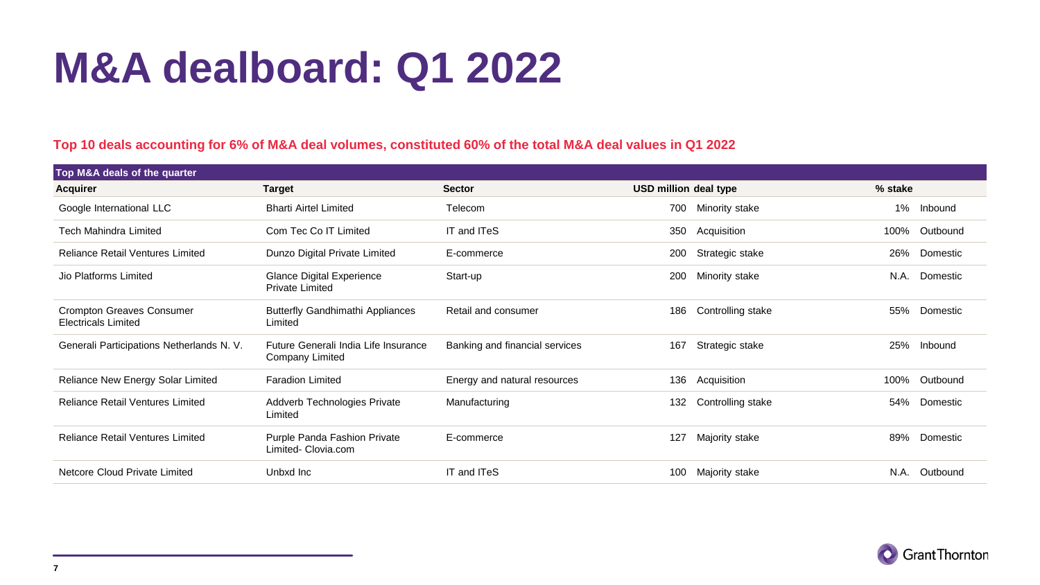# M&A dealboard: Q1 2022

**Top 10 deals accounting for 6% of M&A deal volumes, constituted 60% of the total M&A deal values in Q1 2022**

**Top M&A deals of the quarter**

| Acquirer | Target | Sector | USD million | deal type | % stake | |
|---|---|---|---|---|---|---|
| Google International LLC | Bharti Airtel Limited | Telecom | 700 | Minority stake | 1% | Inbound |
| Tech Mahindra Limited | Com Tec Co IT Limited | IT and ITeS | 350 | Acquisition | 100% | Outbound |
| Reliance Retail Ventures Limited | Dunzo Digital Private Limited | E-commerce | 200 | Strategic stake | 26% | Domestic |
| Jio Platforms Limited | Glance Digital Experience Private Limited | Start-up | 200 | Minority stake | N.A. | Domestic |
| Crompton Greaves Consumer Electricals Limited | Butterfly Gandhimathi Appliances Limited | Retail and consumer | 186 | Controlling stake | 55% | Domestic |
| Generali Participations Netherlands N. V. | Future Generali India Life Insurance Company Limited | Banking and financial services | 167 | Strategic stake | 25% | Inbound |
| Reliance New Energy Solar Limited | Faradion Limited | Energy and natural resources | 136 | Acquisition | 100% | Outbound |
| Reliance Retail Ventures Limited | Addverb Technologies Private Limited | Manufacturing | 132 | Controlling stake | 54% | Domestic |
| Reliance Retail Ventures Limited | Purple Panda Fashion Private Limited- Clovia.com | E-commerce | 127 | Majority stake | 89% | Domestic |
| Netcore Cloud Private Limited | Unbxd Inc | IT and ITeS | 100 | Majority stake | N.A. | Outbound |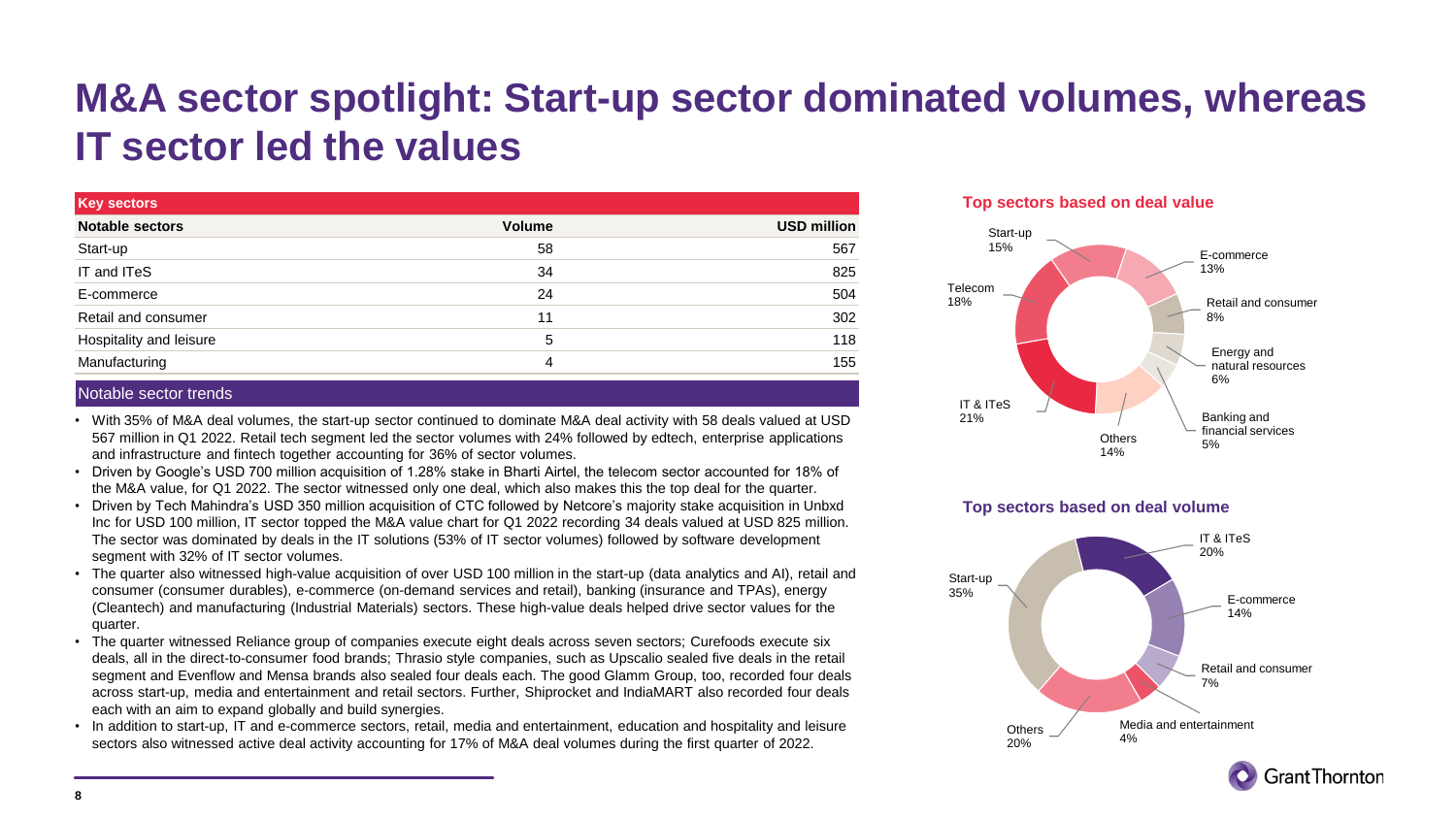# M&A sector spotlight: Start-up sector dominated volumes, whereas IT sector led the values

**Key sectors**

| Notable sectors | Volume | USD million |
|---|---|---|
| Start-up | 58 | 567 |
| IT and ITeS | 34 | 825 |
| E-commerce | 24 | 504 |
| Retail and consumer | 11 | 302 |
| Hospitality and leisure | 5 | 118 |
| Manufacturing | 4 | 155 |

**Notable sector trends**

- With 35% of M&A deal volumes, the start-up sector continued to dominate M&A deal activity with 58 deals valued at USD 567 million in Q1 2022. Retail tech segment led the sector volumes with 24% followed by edtech, enterprise applications and infrastructure and fintech together accounting for 36% of sector volumes.
- Driven by Google's USD 700 million acquisition of 1.28% stake in Bharti Airtel, the telecom sector accounted for 18% of the M&A value, for Q1 2022. The sector witnessed only one deal, which also makes this the top deal for the quarter.
- Driven by Tech Mahindra's USD 350 million acquisition of CTC followed by Netcore's majority stake acquisition in Unbxd Inc for USD 100 million, IT sector topped the M&A value chart for Q1 2022 recording 34 deals valued at USD 825 million. The sector was dominated by deals in the IT solutions (53% of IT sector volumes) followed by software development segment with 32% of IT sector volumes.
- The quarter also witnessed high-value acquisition of over USD 100 million in the start-up (data analytics and AI), retail and consumer (consumer durables), e-commerce (on-demand services and retail), banking (insurance and TPAs), energy (Cleantech) and manufacturing (Industrial Materials) sectors. These high-value deals helped drive sector values for the quarter.
- The quarter witnessed Reliance group of companies execute eight deals across seven sectors; Curefoods execute six deals, all in the direct-to-consumer food brands; Thrasio style companies, such as Upscalio sealed five deals in the retail segment and Evenflow and Mensa brands also sealed four deals each. The good Glamm Group, too, recorded four deals across start-up, media and entertainment and retail sectors. Further, Shiprocket and IndiaMART also recorded four deals each with an aim to expand globally and build synergies.
- In addition to start-up, IT and e-commerce sectors, retail, media and entertainment, education and hospitality and leisure sectors also witnessed active deal activity accounting for 17% of M&A deal volumes during the first quarter of 2022.

**Top sectors based on deal value**

| Sector | Share |
|---|---|
| Start-up | 15% |
| E-commerce | 13% |
| Retail and consumer | 8% |
| Energy and natural resources | 6% |
| Banking and financial services | 5% |
| Others | 14% |
| IT & ITeS | 21% |
| Telecom | 18% |

**Top sectors based on deal volume**

| Sector | Share |
|---|---|
| IT & ITeS | 20% |
| E-commerce | 14% |
| Retail and consumer | 7% |
| Media and entertainment | 4% |
| Others | 20% |
| Start-up | 35% |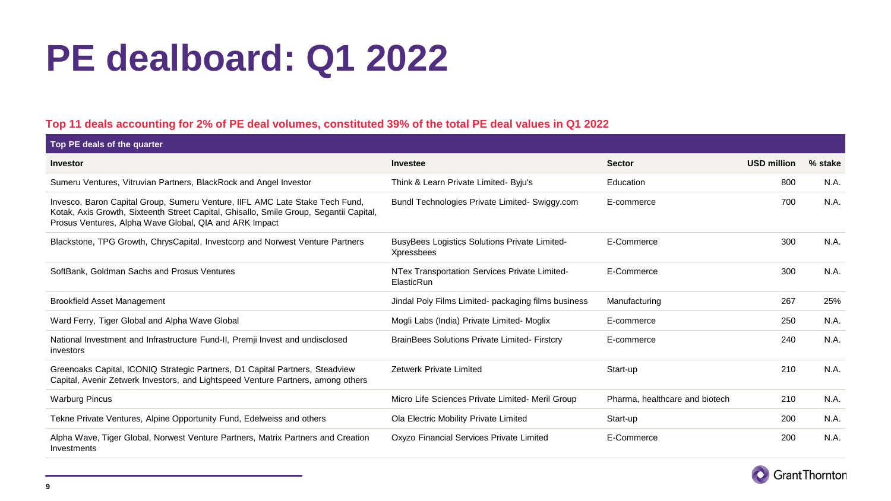# PE dealboard: Q1 2022

**Top 11 deals accounting for 2% of PE deal volumes, constituted 39% of the total PE deal values in Q1 2022**

**Top PE deals of the quarter**

| Investor | Investee | Sector | USD million | % stake |
|---|---|---|---|---|
| Sumeru Ventures, Vitruvian Partners, BlackRock and Angel Investor | Think & Learn Private Limited- Byju's | Education | 800 | N.A. |
| Invesco, Baron Capital Group, Sumeru Venture, IIFL AMC Late Stake Tech Fund, Kotak, Axis Growth, Sixteenth Street Capital, Ghisallo, Smile Group, Segantii Capital, Prosus Ventures, Alpha Wave Global, QIA and ARK Impact | Bundl Technologies Private Limited- Swiggy.com | E-commerce | 700 | N.A. |
| Blackstone, TPG Growth, ChrysCapital, Investcorp and Norwest Venture Partners | BusyBees Logistics Solutions Private Limited- Xpressbees | E-Commerce | 300 | N.A. |
| SoftBank, Goldman Sachs and Prosus Ventures | NTex Transportation Services Private Limited- ElasticRun | E-Commerce | 300 | N.A. |
| Brookfield Asset Management | Jindal Poly Films Limited- packaging films business | Manufacturing | 267 | 25% |
| Ward Ferry, Tiger Global and Alpha Wave Global | Mogli Labs (India) Private Limited- Moglix | E-commerce | 250 | N.A. |
| National Investment and Infrastructure Fund-II, Premji Invest and undisclosed investors | BrainBees Solutions Private Limited- Firstcry | E-commerce | 240 | N.A. |
| Greenoaks Capital, ICONIQ Strategic Partners, D1 Capital Partners, Steadview Capital, Avenir Zetwerk Investors, and Lightspeed Venture Partners, among others | Zetwerk Private Limited | Start-up | 210 | N.A. |
| Warburg Pincus | Micro Life Sciences Private Limited- Meril Group | Pharma, healthcare and biotech | 210 | N.A. |
| Tekne Private Ventures, Alpine Opportunity Fund, Edelweiss and others | Ola Electric Mobility Private Limited | Start-up | 200 | N.A. |
| Alpha Wave, Tiger Global, Norwest Venture Partners, Matrix Partners and Creation Investments | Oxyzo Financial Services Private Limited | E-Commerce | 200 | N.A. |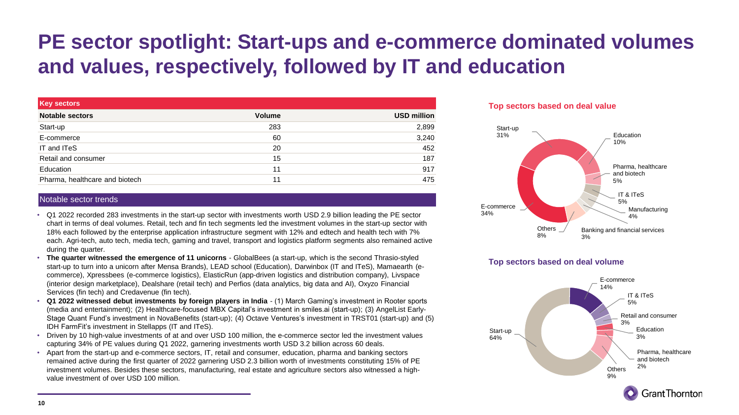# PE sector spotlight: Start-ups and e-commerce dominated volumes and values, respectively, followed by IT and education

**Key sectors**

| Notable sectors | Volume | USD million |
|---|---|---|
| Start-up | 283 | 2,899 |
| E-commerce | 60 | 3,240 |
| IT and ITeS | 20 | 452 |
| Retail and consumer | 15 | 187 |
| Education | 11 | 917 |
| Pharma, healthcare and biotech | 11 | 475 |

**Notable sector trends**

- Q1 2022 recorded 283 investments in the start-up sector with investments worth USD 2.9 billion leading the PE sector chart in terms of deal volumes. Retail, tech and fin tech segments led the investment volumes in the start-up sector with 18% each followed by the enterprise application infrastructure segment with 12% and edtech and health tech with 7% each. Agri-tech, auto tech, media tech, gaming and travel, transport and logistics platform segments also remained active during the quarter.
- **The quarter witnessed the emergence of 11 unicorns** - GlobalBees (a start-up, which is the second Thrasio-styled start-up to turn into a unicorn after Mensa Brands), LEAD school (Education), Darwinbox (IT and ITeS), Mamaearth (e-commerce), Xpressbees (e-commerce logistics), ElasticRun (app-driven logistics and distribution company), Livspace (interior design marketplace), Dealshare (retail tech) and Perfios (data analytics, big data and AI), Oxyzo Financial Services (fin tech) and Credavenue (fin tech).
- **Q1 2022 witnessed debut investments by foreign players in India** - (1) March Gaming's investment in Rooter sports (media and entertainment); (2) Healthcare-focused MBX Capital's investment in smiles.ai (start-up); (3) AngelList Early-Stage Quant Fund's investment in NovaBenefits (start-up); (4) Octave Ventures's investment in TRST01 (start-up) and (5) IDH FarmFit's investment in Stellapps (IT and ITeS).
- Driven by 10 high-value investments of at and over USD 100 million, the e-commerce sector led the investment values capturing 34% of PE values during Q1 2022, garnering investments worth USD 3.2 billion across 60 deals.
- Apart from the start-up and e-commerce sectors, IT, retail and consumer, education, pharma and banking sectors remained active during the first quarter of 2022 garnering USD 2.3 billion worth of investments constituting 15% of PE investment volumes. Besides these sectors, manufacturing, real estate and agriculture sectors also witnessed a high-value investment of over USD 100 million.

**Top sectors based on deal value**

| Sector | Share |
|---|---|
| E-commerce | 34% |
| Start-up | 31% |
| Education | 10% |
| Pharma, healthcare and biotech | 5% |
| IT & ITeS | 5% |
| Manufacturing | 4% |
| Banking and financial services | 3% |
| Others | 8% |

**Top sectors based on deal volume**

| Sector | Share |
|---|---|
| Start-up | 64% |
| E-commerce | 14% |
| IT & ITeS | 5% |
| Retail and consumer | 3% |
| Education | 3% |
| Pharma, healthcare and biotech | 2% |
| Others | 9% |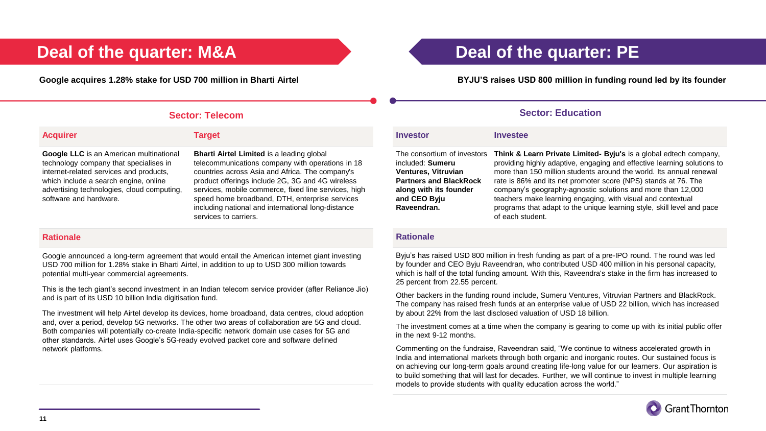## Deal of the quarter: M&A

**Google acquires 1.28% stake for USD 700 million in Bharti Airtel**

### Sector: Telecom

| Acquirer | Target |
|---|---|
| **Google LLC** is an American multinational technology company that specialises in internet-related services and products, which include a search engine, online advertising technologies, cloud computing, software and hardware. | **Bharti Airtel Limited** is a leading global telecommunications company with operations in 18 countries across Asia and Africa. The company's product offerings include 2G, 3G and 4G wireless services, mobile commerce, fixed line services, high speed home broadband, DTH, enterprise services including national and international long-distance services to carriers. |

#### Rationale

Google announced a long-term agreement that would entail the American internet giant investing USD 700 million for 1.28% stake in Bharti Airtel, in addition to up to USD 300 million towards potential multi-year commercial agreements.

This is the tech giant's second investment in an Indian telecom service provider (after Reliance Jio) and is part of its USD 10 billion India digitisation fund.

The investment will help Airtel develop its devices, home broadband, data centres, cloud adoption and, over a period, develop 5G networks. The other two areas of collaboration are 5G and cloud. Both companies will potentially co-create India-specific network domain use cases for 5G and other standards. Airtel uses Google's 5G-ready evolved packet core and software defined network platforms.

## Deal of the quarter: PE

**BYJU'S raises USD 800 million in funding round led by its founder**

### Sector: Education

| Investor | Investee |
|---|---|
| The consortium of investors included: **Sumeru Ventures, Vitruvian Partners and BlackRock along with its founder and CEO Byju Raveendran.** | **Think & Learn Private Limited- Byju's** is a global edtech company, providing highly adaptive, engaging and effective learning solutions to more than 150 million students around the world. Its annual renewal rate is 86% and its net promoter score (NPS) stands at 76. The company's geography-agnostic solutions and more than 12,000 teachers make learning engaging, with visual and contextual programs that adapt to the unique learning style, skill level and pace of each student. |

#### Rationale

Byju's has raised USD 800 million in fresh funding as part of a pre-IPO round. The round was led by founder and CEO Byju Raveendran, who contributed USD 400 million in his personal capacity, which is half of the total funding amount. With this, Raveendra's stake in the firm has increased to 25 percent from 22.55 percent.

Other backers in the funding round include, Sumeru Ventures, Vitruvian Partners and BlackRock. The company has raised fresh funds at an enterprise value of USD 22 billion, which has increased by about 22% from the last disclosed valuation of USD 18 billion.

The investment comes at a time when the company is gearing to come up with its initial public offer in the next 9-12 months.

Commenting on the fundraise, Raveendran said, "We continue to witness accelerated growth in India and international markets through both organic and inorganic routes. Our sustained focus is on achieving our long-term goals around creating life-long value for our learners. Our aspiration is to build something that will last for decades. Further, we will continue to invest in multiple learning models to provide students with quality education across the world."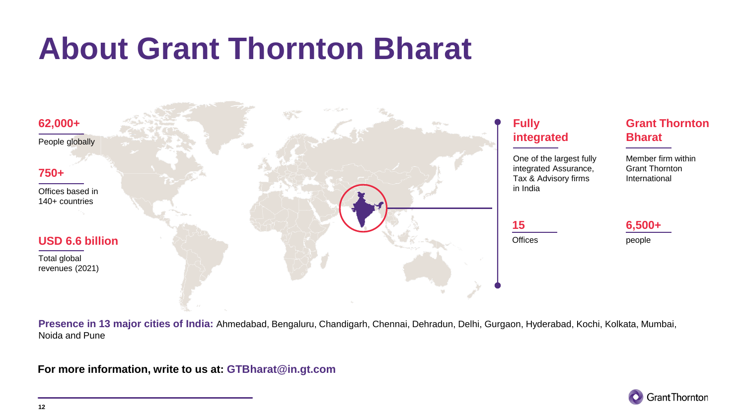# About Grant Thornton Bharat

**62,000+**

People globally

**750+**

Offices based in 140+ countries

**USD 6.6 billion**

Total global revenues (2021)

**Fully integrated**

One of the largest fully integrated Assurance, Tax & Advisory firms in India

**Grant Thornton Bharat**

Member firm within Grant Thornton International

**15**

Offices

**6,500+**

people

**Presence in 13 major cities of India:** Ahmedabad, Bengaluru, Chandigarh, Chennai, Dehradun, Delhi, Gurgaon, Hyderabad, Kochi, Kolkata, Mumbai, Noida and Pune

**For more information, write to us at: GTBharat@in.gt.com**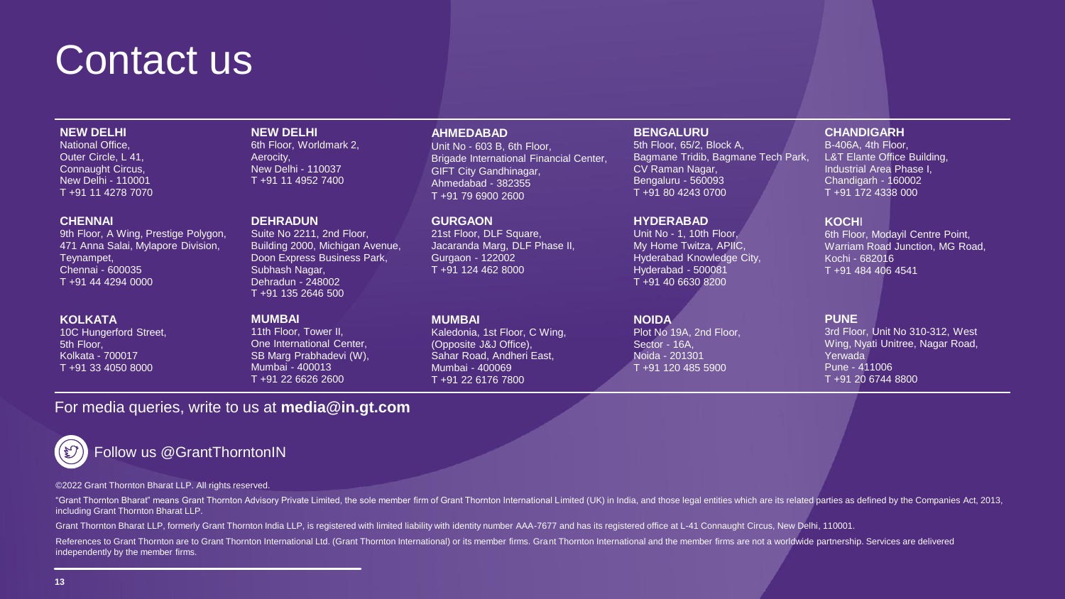# Contact us

**NEW DELHI**
National Office,
Outer Circle, L 41,
Connaught Circus,
New Delhi - 110001
T +91 11 4278 7070

**NEW DELHI**
6th Floor, Worldmark 2,
Aerocity,
New Delhi - 110037
T +91 11 4952 7400

**AHMEDABAD**
Unit No - 603 B, 6th Floor,
Brigade International Financial Center,
GIFT City Gandhinagar,
Ahmedabad - 382355
T +91 79 6900 2600

**BENGALURU**
5th Floor, 65/2, Block A,
Bagmane Tridib, Bagmane Tech Park,
CV Raman Nagar,
Bengaluru - 560093
T +91 80 4243 0700

**CHANDIGARH**
B-406A, 4th Floor,
L&T Elante Office Building,
Industrial Area Phase I,
Chandigarh - 160002
T +91 172 4338 000

**CHENNAI**
9th Floor, A Wing, Prestige Polygon,
471 Anna Salai, Mylapore Division,
Teynampet,
Chennai - 600035
T +91 44 4294 0000

**DEHRADUN**
Suite No 2211, 2nd Floor,
Building 2000, Michigan Avenue,
Doon Express Business Park,
Subhash Nagar,
Dehradun - 248002
T +91 135 2646 500

**GURGAON**
21st Floor, DLF Square,
Jacaranda Marg, DLF Phase II,
Gurgaon - 122002
T +91 124 462 8000

**HYDERABAD**
Unit No - 1, 10th Floor,
My Home Twitza, APIIC,
Hyderabad Knowledge City,
Hyderabad - 500081
T +91 40 6630 8200

**KOCHI**
6th Floor, Modayil Centre Point,
Warriam Road Junction, MG Road,
Kochi - 682016
T +91 484 406 4541

**KOLKATA**
10C Hungerford Street,
5th Floor,
Kolkata - 700017
T +91 33 4050 8000

**MUMBAI**
11th Floor, Tower II,
One International Center,
SB Marg Prabhadevi (W),
Mumbai - 400013
T +91 22 6626 2600

**MUMBAI**
Kaledonia, 1st Floor, C Wing,
(Opposite J&J Office),
Sahar Road, Andheri East,
Mumbai - 400069
T +91 22 6176 7800

**NOIDA**
Plot No 19A, 2nd Floor,
Sector - 16A,
Noida - 201301
T +91 120 485 5900

**PUNE**
3rd Floor, Unit No 310-312, West
Wing, Nyati Unitree, Nagar Road,
Yerwada
Pune - 411006
T +91 20 6744 8800

For media queries, write to us at **media@in.gt.com**

Follow us @GrantThorntonIN

©2022 Grant Thornton Bharat LLP. All rights reserved.

"Grant Thornton Bharat" means Grant Thornton Advisory Private Limited, the sole member firm of Grant Thornton International Limited (UK) in India, and those legal entities which are its related parties as defined by the Companies Act, 2013, including Grant Thornton Bharat LLP.

Grant Thornton Bharat LLP, formerly Grant Thornton India LLP, is registered with limited liability with identity number AAA-7677 and has its registered office at L-41 Connaught Circus, New Delhi, 110001.

References to Grant Thornton are to Grant Thornton International Ltd. (Grant Thornton International) or its member firms. Grant Thornton International and the member firms are not a worldwide partnership. Services are delivered independently by the member firms.